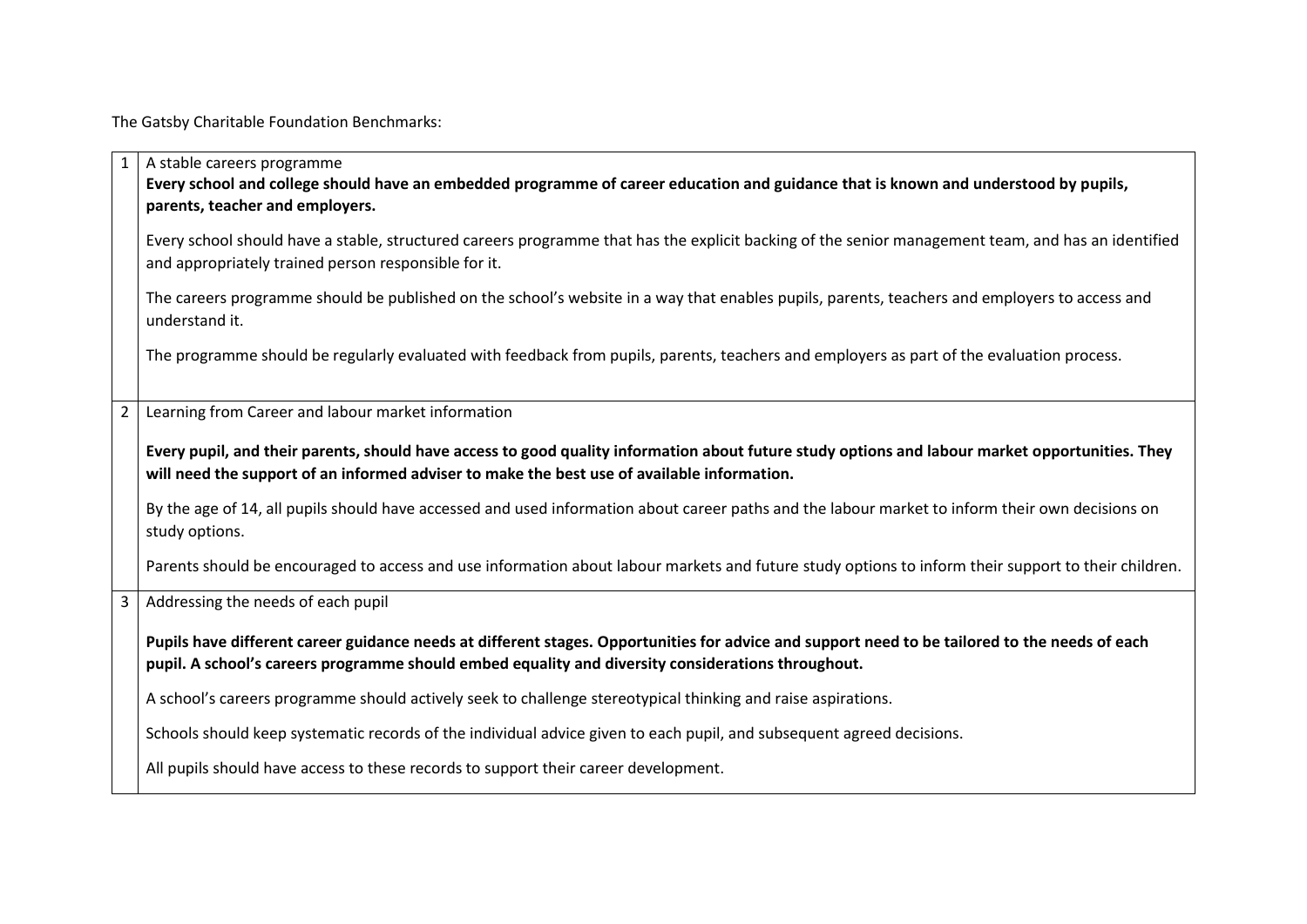The Gatsby Charitable Foundation Benchmarks:

| | |
|---|---|
| 1 | A stable careers programme<br>**Every school and college should have an embedded programme of career education and guidance that is known and understood by pupils, parents, teacher and employers.**<br>Every school should have a stable, structured careers programme that has the explicit backing of the senior management team, and has an identified and appropriately trained person responsible for it.<br>The careers programme should be published on the school's website in a way that enables pupils, parents, teachers and employers to access and understand it.<br>The programme should be regularly evaluated with feedback from pupils, parents, teachers and employers as part of the evaluation process. |
| 2 | Learning from Career and labour market information<br>**Every pupil, and their parents, should have access to good quality information about future study options and labour market opportunities. They will need the support of an informed adviser to make the best use of available information.**<br>By the age of 14, all pupils should have accessed and used information about career paths and the labour market to inform their own decisions on study options.<br>Parents should be encouraged to access and use information about labour markets and future study options to inform their support to their children. |
| 3 | Addressing the needs of each pupil<br>**Pupils have different career guidance needs at different stages. Opportunities for advice and support need to be tailored to the needs of each pupil. A school's careers programme should embed equality and diversity considerations throughout.**<br>A school's careers programme should actively seek to challenge stereotypical thinking and raise aspirations.<br>Schools should keep systematic records of the individual advice given to each pupil, and subsequent agreed decisions.<br>All pupils should have access to these records to support their career development. |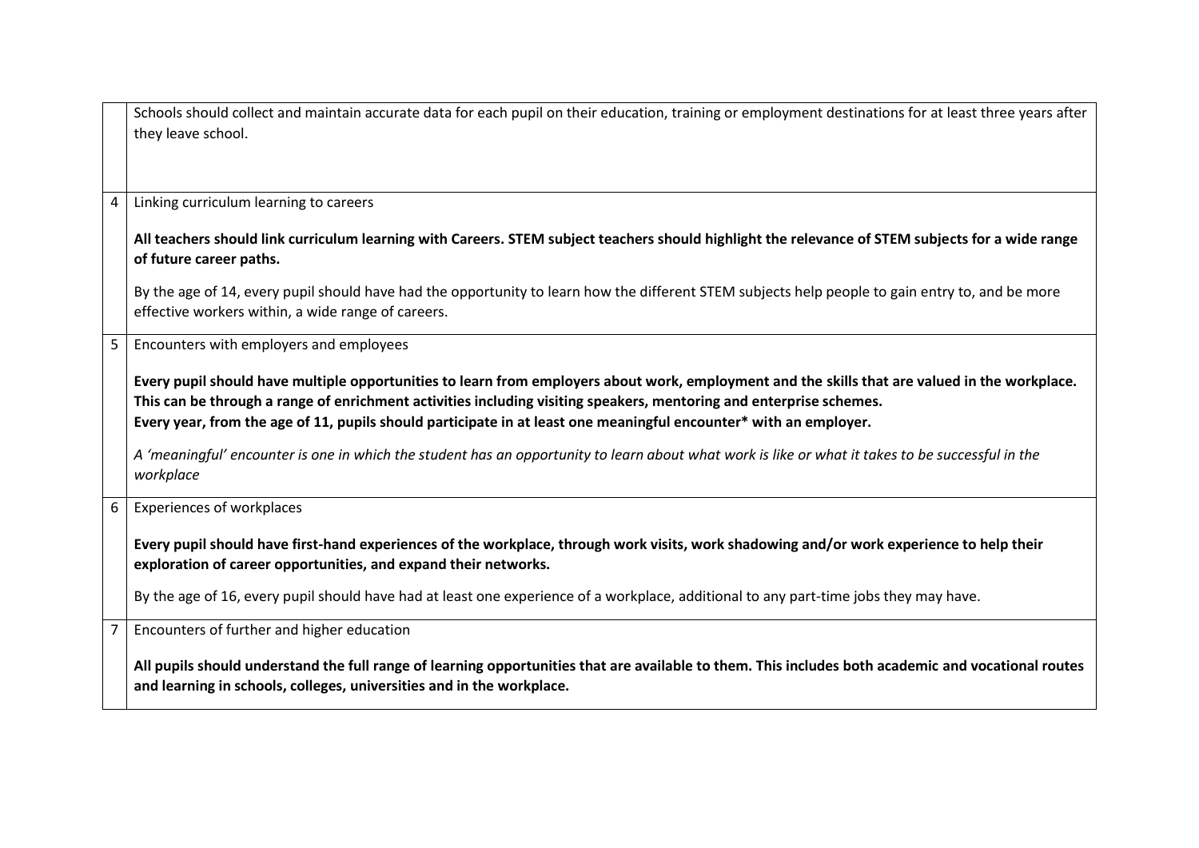| | |
|---|---|
| | Schools should collect and maintain accurate data for each pupil on their education, training or employment destinations for at least three years after they leave school. |
| 4 | Linking curriculum learning to careers<br><br>**All teachers should link curriculum learning with Careers. STEM subject teachers should highlight the relevance of STEM subjects for a wide range of future career paths.**<br><br>By the age of 14, every pupil should have had the opportunity to learn how the different STEM subjects help people to gain entry to, and be more effective workers within, a wide range of careers. |
| 5 | Encounters with employers and employees<br><br>**Every pupil should have multiple opportunities to learn from employers about work, employment and the skills that are valued in the workplace. This can be through a range of enrichment activities including visiting speakers, mentoring and enterprise schemes.**<br>**Every year, from the age of 11, pupils should participate in at least one meaningful encounter* with an employer.**<br><br>*A 'meaningful' encounter is one in which the student has an opportunity to learn about what work is like or what it takes to be successful in the workplace* |
| 6 | Experiences of workplaces<br><br>**Every pupil should have first-hand experiences of the workplace, through work visits, work shadowing and/or work experience to help their exploration of career opportunities, and expand their networks.**<br><br>By the age of 16, every pupil should have had at least one experience of a workplace, additional to any part-time jobs they may have. |
| 7 | Encounters of further and higher education<br><br>**All pupils should understand the full range of learning opportunities that are available to them. This includes both academic and vocational routes and learning in schools, colleges, universities and in the workplace.** |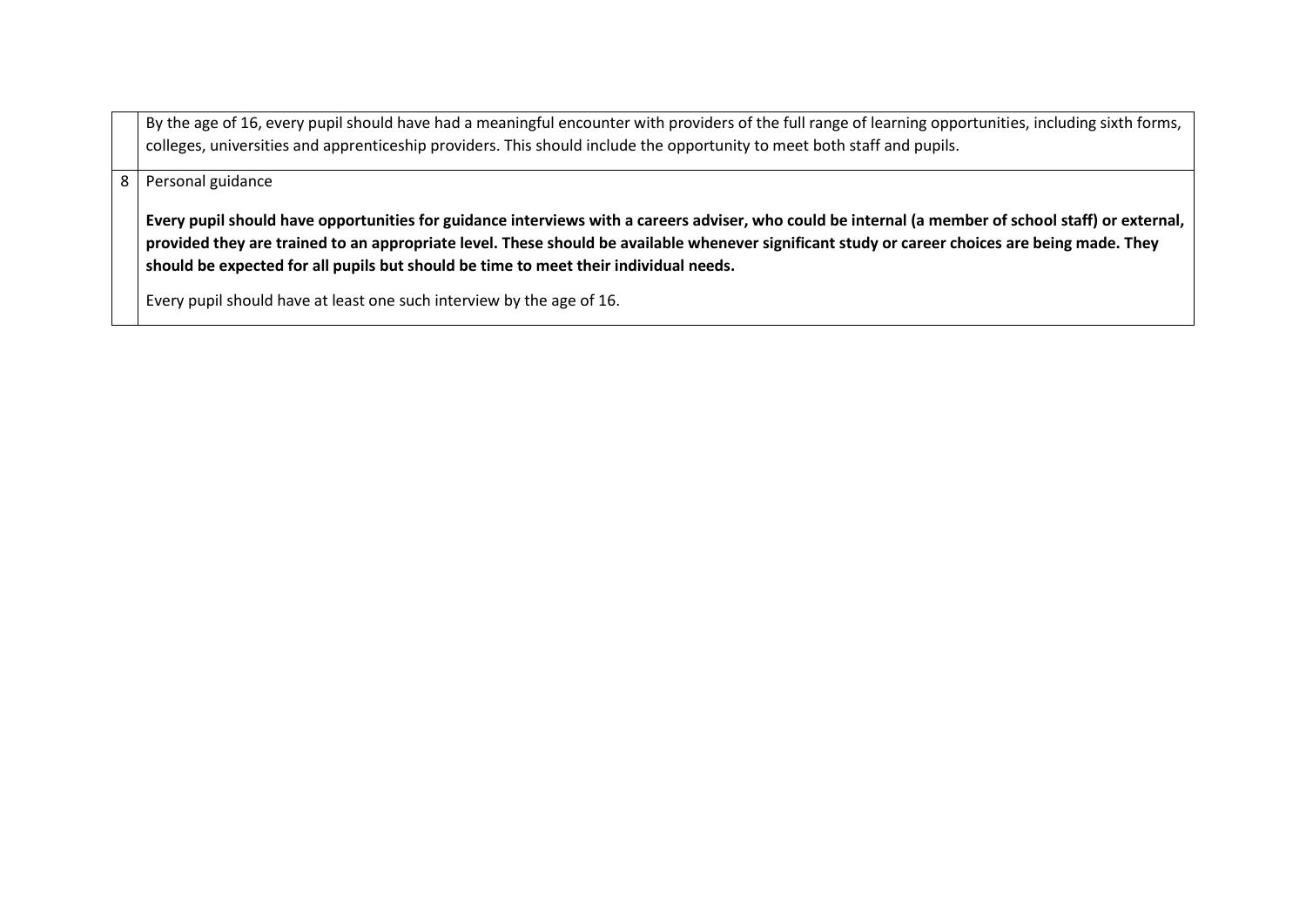| | |
|---|---|
| | By the age of 16, every pupil should have had a meaningful encounter with providers of the full range of learning opportunities, including sixth forms, colleges, universities and apprenticeship providers. This should include the opportunity to meet both staff and pupils. |
| 8 | Personal guidance<br><br>**Every pupil should have opportunities for guidance interviews with a careers adviser, who could be internal (a member of school staff) or external, provided they are trained to an appropriate level. These should be available whenever significant study or career choices are being made. They should be expected for all pupils but should be time to meet their individual needs.**<br><br>Every pupil should have at least one such interview by the age of 16. |